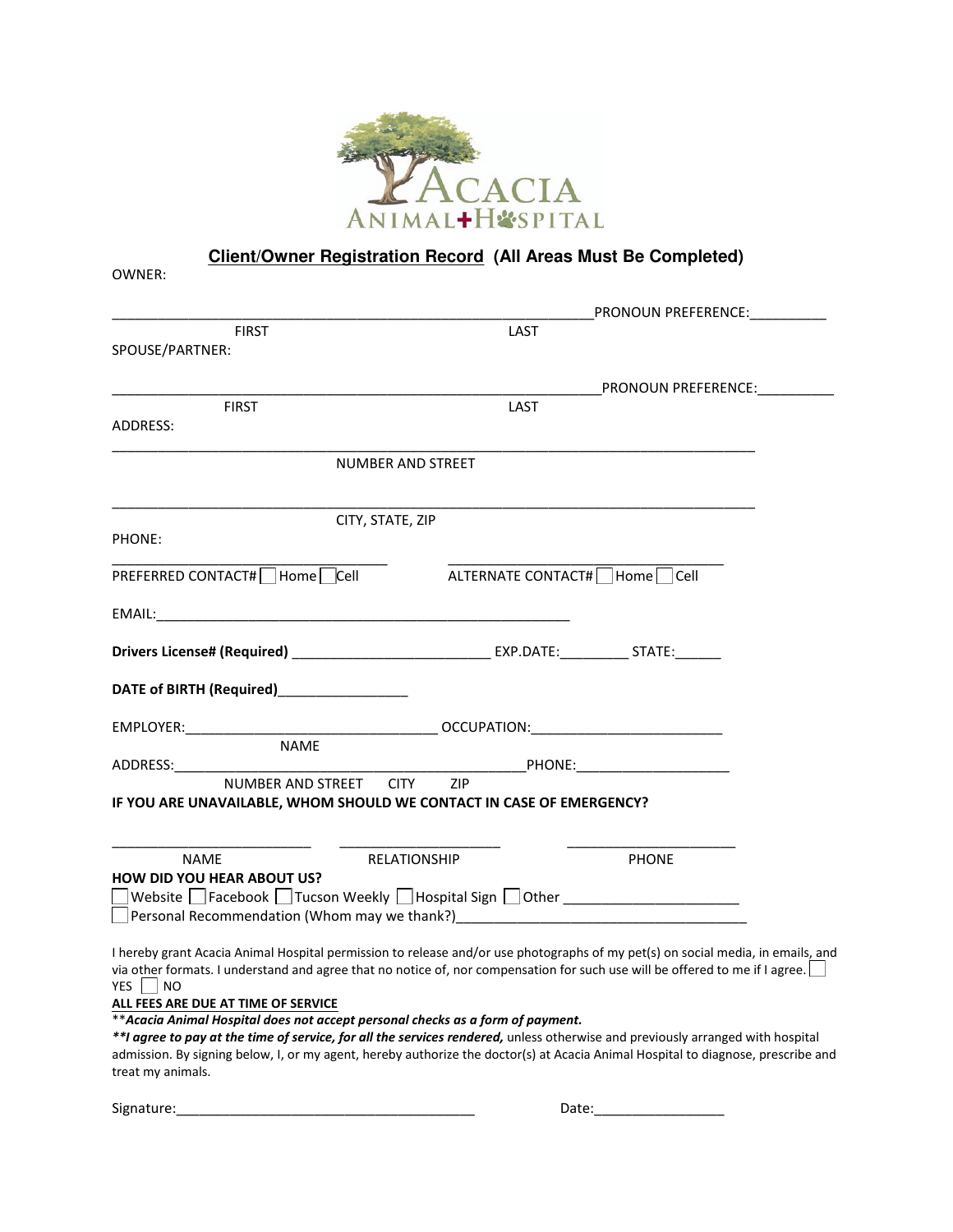ACACIA ANIMAL HOSPITAL

## Client/Owner Registration Record (All Areas Must Be Completed)

OWNER:

_________________________________________________________________PRONOUN PREFERENCE:__________

FIRST LAST

SPOUSE/PARTNER:

_________________________________________________________________PRONOUN PREFERENCE:__________

FIRST LAST

ADDRESS:

_______________________________________________________________________________________

NUMBER AND STREET

_______________________________________________________________________________________

CITY, STATE, ZIP

PHONE:

_____________________________________ _____________________________________

PREFERRED CONTACT# ☐ Home ☐ Cell ALTERNATE CONTACT# ☐ Home ☐ Cell

EMAIL:_________________________________________________________

**Drivers License# (Required)** __________________________ EXP.DATE:_________ STATE:______

**DATE of BIRTH (Required)**_________________

EMPLOYER:_________________________________ OCCUPATION:_________________________

NAME

ADDRESS:_______________________________________________PHONE:____________________

NUMBER AND STREET CITY ZIP

**IF YOU ARE UNAVAILABLE, WHOM SHOULD WE CONTACT IN CASE OF EMERGENCY?**

__________________________ _____________________ ______________________

NAME RELATIONSHIP PHONE

**HOW DID YOU HEAR ABOUT US?**

☐ Website ☐ Facebook ☐ Tucson Weekly ☐ Hospital Sign ☐ Other _______________________

☐ Personal Recommendation (Whom may we thank?)_______________________________________

I hereby grant Acacia Animal Hospital permission to release and/or use photographs of my pet(s) on social media, in emails, and via other formats. I understand and agree that no notice of, nor compensation for such use will be offered to me if I agree. ☐ YES ☐ NO

**ALL FEES ARE DUE AT TIME OF SERVICE**

***\*Acacia Animal Hospital does not accept personal checks as a form of payment.***

***\*\*I agree to pay at the time of service, for all the services rendered,*** unless otherwise and previously arranged with hospital admission. By signing below, I, or my agent, hereby authorize the doctor(s) at Acacia Animal Hospital to diagnose, prescribe and treat my animals.

Signature:_______________________________________ Date:_________________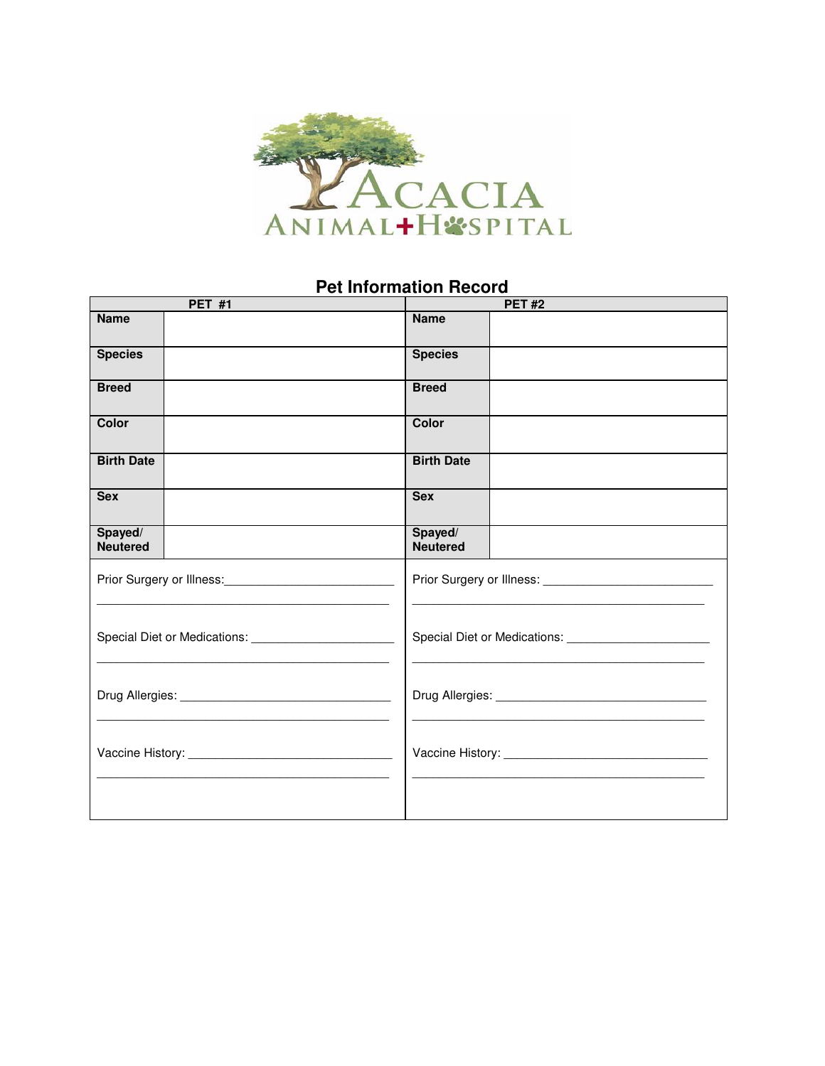ACACIA ANIMAL HOSPITAL

## Pet Information Record

| PET #1 | | PET #2 | |
|---|---|---|---|
| **Name** | | **Name** | |
| **Species** | | **Species** | |
| **Breed** | | **Breed** | |
| **Color** | | **Color** | |
| **Birth Date** | | **Birth Date** | |
| **Sex** | | **Sex** | |
| **Spayed/ Neutered** | | **Spayed/ Neutered** | |
| Prior Surgery or Illness:_______________ | | Prior Surgery or Illness: _______________ | |
| Special Diet or Medications: _______________ | | Special Diet or Medications: _______________ | |
| Drug Allergies: _______________ | | Drug Allergies: _______________ | |
| Vaccine History: _______________ | | Vaccine History: _______________ | |